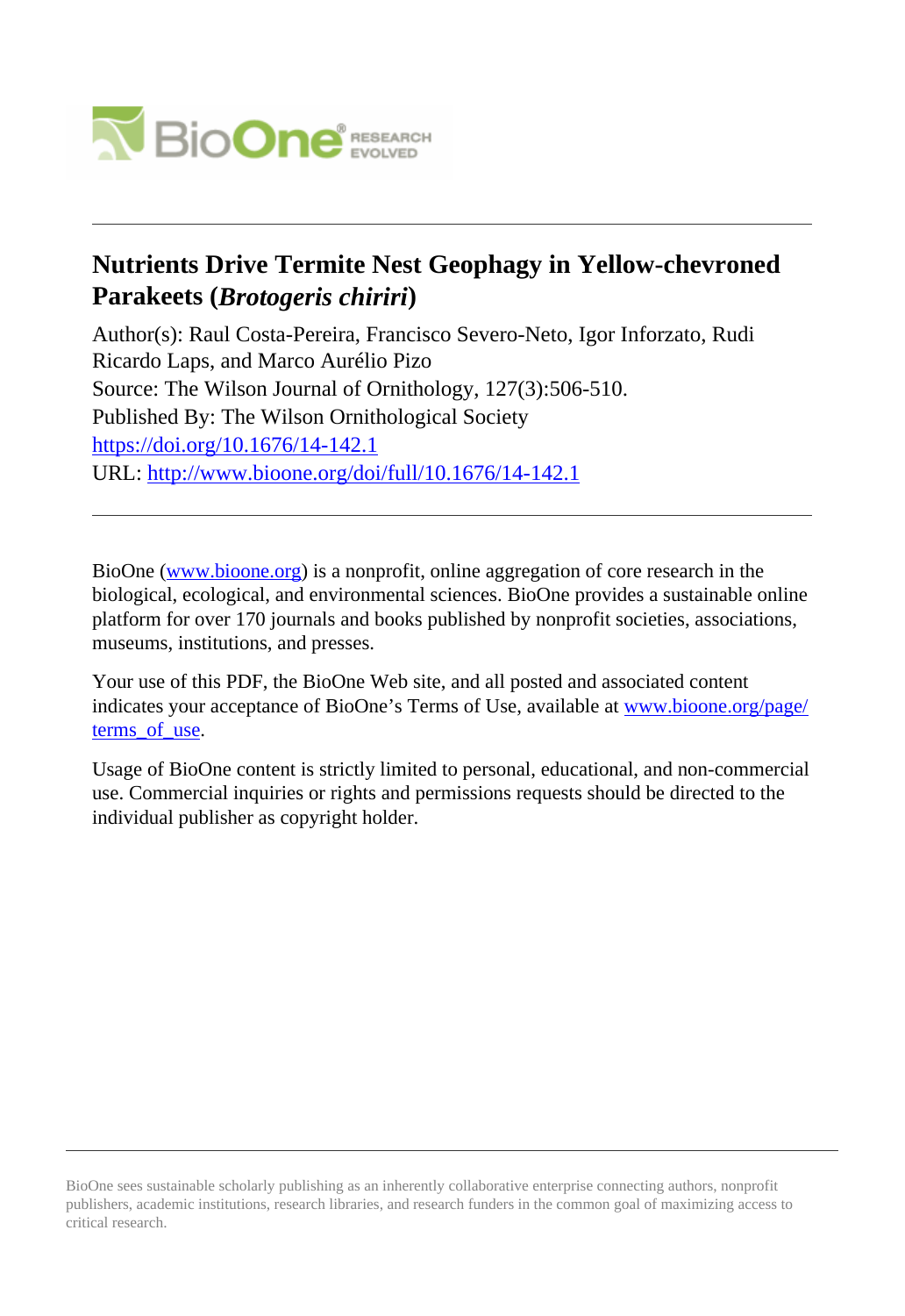# Nutrients Drive Termite Nest Geophagy in Yellow-chevroned Parakeets (*Brotogeris chiriri*)

Author(s): Raul Costa-Pereira, Francisco Severo-Neto, Igor Inforzato, Rudi Ricardo Laps, and Marco Aurélio Pizo
Source: The Wilson Journal of Ornithology, 127(3):506-510.
Published By: The Wilson Ornithological Society
https://doi.org/10.1676/14-142.1
URL: http://www.bioone.org/doi/full/10.1676/14-142.1

---

BioOne (www.bioone.org) is a nonprofit, online aggregation of core research in the biological, ecological, and environmental sciences. BioOne provides a sustainable online platform for over 170 journals and books published by nonprofit societies, associations, museums, institutions, and presses.

Your use of this PDF, the BioOne Web site, and all posted and associated content indicates your acceptance of BioOne's Terms of Use, available at www.bioone.org/page/terms_of_use.

Usage of BioOne content is strictly limited to personal, educational, and non-commercial use. Commercial inquiries or rights and permissions requests should be directed to the individual publisher as copyright holder.

---

BioOne sees sustainable scholarly publishing as an inherently collaborative enterprise connecting authors, nonprofit publishers, academic institutions, research libraries, and research funders in the common goal of maximizing access to critical research.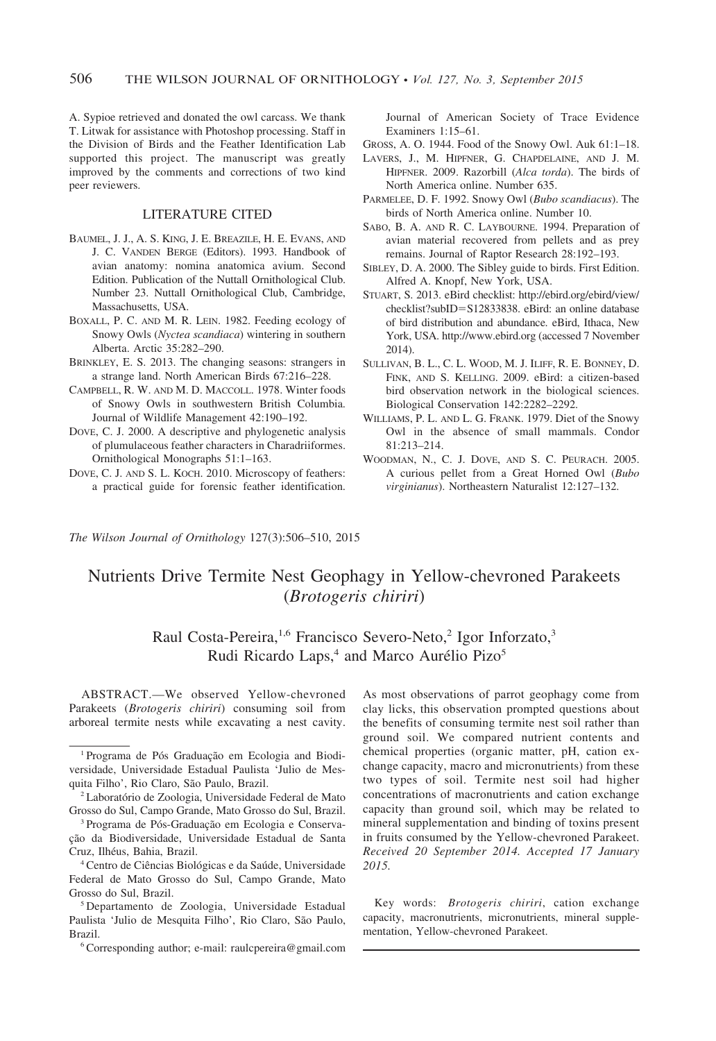A. Sypioe retrieved and donated the owl carcass. We thank T. Litwak for assistance with Photoshop processing. Staff in the Division of Birds and the Feather Identification Lab supported this project. The manuscript was greatly improved by the comments and corrections of two kind peer reviewers.

## LITERATURE CITED

BAUMEL, J. J., A. S. KING, J. E. BREAZILE, H. E. EVANS, AND J. C. VANDEN BERGE (Editors). 1993. Handbook of avian anatomy: nomina anatomica avium. Second Edition. Publication of the Nuttall Ornithological Club. Number 23. Nuttall Ornithological Club, Cambridge, Massachusetts, USA.

BOXALL, P. C. AND M. R. LEIN. 1982. Feeding ecology of Snowy Owls (*Nyctea scandiaca*) wintering in southern Alberta. Arctic 35:282–290.

BRINKLEY, E. S. 2013. The changing seasons: strangers in a strange land. North American Birds 67:216–228.

CAMPBELL, R. W. AND M. D. MACCOLL. 1978. Winter foods of Snowy Owls in southwestern British Columbia. Journal of Wildlife Management 42:190–192.

DOVE, C. J. 2000. A descriptive and phylogenetic analysis of plumulaceous feather characters in Charadriiformes. Ornithological Monographs 51:1–163.

DOVE, C. J. AND S. L. KOCH. 2010. Microscopy of feathers: a practical guide for forensic feather identification. Journal of American Society of Trace Evidence Examiners 1:15–61.

GROSS, A. O. 1944. Food of the Snowy Owl. Auk 61:1–18.

LAVERS, J., M. HIPFNER, G. CHAPDELAINE, AND J. M. HIPFNER. 2009. Razorbill (*Alca torda*). The birds of North America online. Number 635.

PARMELEE, D. F. 1992. Snowy Owl (*Bubo scandiacus*). The birds of North America online. Number 10.

SABO, B. A. AND R. C. LAYBOURNE. 1994. Preparation of avian material recovered from pellets and as prey remains. Journal of Raptor Research 28:192–193.

SIBLEY, D. A. 2000. The Sibley guide to birds. First Edition. Alfred A. Knopf, New York, USA.

STUART, S. 2013. eBird checklist: http://ebird.org/ebird/view/checklist?subID=S12833838. eBird: an online database of bird distribution and abundance. eBird, Ithaca, New York, USA. http://www.ebird.org (accessed 7 November 2014).

SULLIVAN, B. L., C. L. WOOD, M. J. ILIFF, R. E. BONNEY, D. FINK, AND S. KELLING. 2009. eBird: a citizen-based bird observation network in the biological sciences. Biological Conservation 142:2282–2292.

WILLIAMS, P. L. AND L. G. FRANK. 1979. Diet of the Snowy Owl in the absence of small mammals. Condor 81:213–214.

WOODMAN, N., C. J. DOVE, AND S. C. PEURACH. 2005. A curious pellet from a Great Horned Owl (*Bubo virginianus*). Northeastern Naturalist 12:127–132.

*The Wilson Journal of Ornithology* 127(3):506–510, 2015

# Nutrients Drive Termite Nest Geophagy in Yellow-chevroned Parakeets (*Brotogeris chiriri*)

Raul Costa-Pereira,[1,6] Francisco Severo-Neto,[2] Igor Inforzato,[3] Rudi Ricardo Laps,[4] and Marco Aurélio Pizo[5]

ABSTRACT.—We observed Yellow-chevroned Parakeets (*Brotogeris chiriri*) consuming soil from arboreal termite nests while excavating a nest cavity. As most observations of parrot geophagy come from clay licks, this observation prompted questions about the benefits of consuming termite nest soil rather than ground soil. We compared nutrient contents and chemical properties (organic matter, pH, cation exchange capacity, macro and micronutrients) from these two types of soil. Termite nest soil had higher concentrations of macronutrients and cation exchange capacity than ground soil, which may be related to mineral supplementation and binding of toxins present in fruits consumed by the Yellow-chevroned Parakeet. *Received 20 September 2014. Accepted 17 January 2015.*

Key words: *Brotogeris chiriri*, cation exchange capacity, macronutrients, micronutrients, mineral supplementation, Yellow-chevroned Parakeet.

[1] Programa de Pós Graduação em Ecologia and Biodiversidade, Universidade Estadual Paulista 'Julio de Mesquita Filho', Rio Claro, São Paulo, Brazil.

[2] Laboratório de Zoologia, Universidade Federal de Mato Grosso do Sul, Campo Grande, Mato Grosso do Sul, Brazil.

[3] Programa de Pós-Graduação em Ecologia e Conservação da Biodiversidade, Universidade Estadual de Santa Cruz, Ilhéus, Bahia, Brazil.

[4] Centro de Ciências Biológicas e da Saúde, Universidade Federal de Mato Grosso do Sul, Campo Grande, Mato Grosso do Sul, Brazil.

[5] Departamento de Zoologia, Universidade Estadual Paulista 'Julio de Mesquita Filho', Rio Claro, São Paulo, Brazil.

[6] Corresponding author; e-mail: raulcpereira@gmail.com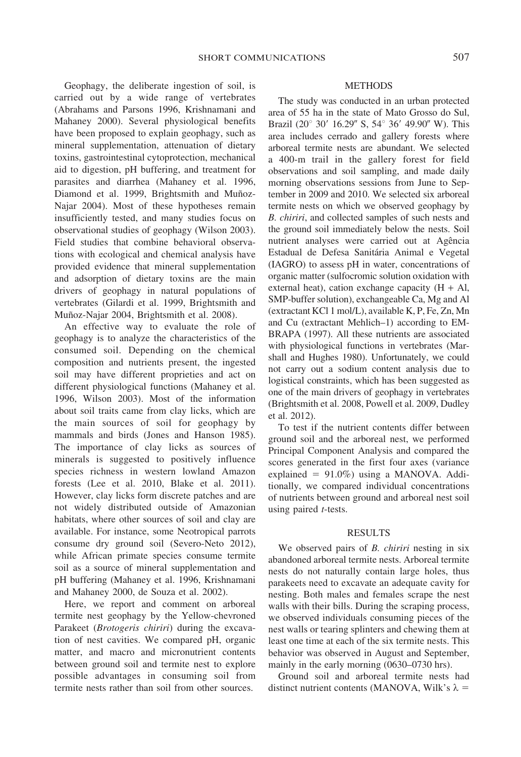Geophagy, the deliberate ingestion of soil, is carried out by a wide range of vertebrates (Abrahams and Parsons 1996, Krishnamani and Mahaney 2000). Several physiological benefits have been proposed to explain geophagy, such as mineral supplementation, attenuation of dietary toxins, gastrointestinal cytoprotection, mechanical aid to digestion, pH buffering, and treatment for parasites and diarrhea (Mahaney et al. 1996, Diamond et al. 1999, Brightsmith and Muñoz-Najar 2004). Most of these hypotheses remain insufficiently tested, and many studies focus on observational studies of geophagy (Wilson 2003). Field studies that combine behavioral observations with ecological and chemical analysis have provided evidence that mineral supplementation and adsorption of dietary toxins are the main drivers of geophagy in natural populations of vertebrates (Gilardi et al. 1999, Brightsmith and Muñoz-Najar 2004, Brightsmith et al. 2008).

An effective way to evaluate the role of geophagy is to analyze the characteristics of the consumed soil. Depending on the chemical composition and nutrients present, the ingested soil may have different proprieties and act on different physiological functions (Mahaney et al. 1996, Wilson 2003). Most of the information about soil traits came from clay licks, which are the main sources of soil for geophagy by mammals and birds (Jones and Hanson 1985). The importance of clay licks as sources of minerals is suggested to positively influence species richness in western lowland Amazon forests (Lee et al. 2010, Blake et al. 2011). However, clay licks form discrete patches and are not widely distributed outside of Amazonian habitats, where other sources of soil and clay are available. For instance, some Neotropical parrots consume dry ground soil (Severo-Neto 2012), while African primate species consume termite soil as a source of mineral supplementation and pH buffering (Mahaney et al. 1996, Krishnamani and Mahaney 2000, de Souza et al. 2002).

Here, we report and comment on arboreal termite nest geophagy by the Yellow-chevroned Parakeet (*Brotogeris chiriri*) during the excavation of nest cavities. We compared pH, organic matter, and macro and micronutrient contents between ground soil and termite nest to explore possible advantages in consuming soil from termite nests rather than soil from other sources.

## METHODS

The study was conducted in an urban protected area of 55 ha in the state of Mato Grosso do Sul, Brazil (20° 30′ 16.29″ S, 54° 36′ 49.90″ W). This area includes cerrado and gallery forests where arboreal termite nests are abundant. We selected a 400-m trail in the gallery forest for field observations and soil sampling, and made daily morning observations sessions from June to September in 2009 and 2010. We selected six arboreal termite nests on which we observed geophagy by *B. chiriri*, and collected samples of such nests and the ground soil immediately below the nests. Soil nutrient analyses were carried out at Agência Estadual de Defesa Sanitária Animal e Vegetal (IAGRO) to assess pH in water, concentrations of organic matter (sulfocromic solution oxidation with external heat), cation exchange capacity (H + Al, SMP-buffer solution), exchangeable Ca, Mg and Al (extractant KCl 1 mol/L), available K, P, Fe, Zn, Mn and Cu (extractant Mehlich–1) according to EMBRAPA (1997). All these nutrients are associated with physiological functions in vertebrates (Marshall and Hughes 1980). Unfortunately, we could not carry out a sodium content analysis due to logistical constraints, which has been suggested as one of the main drivers of geophagy in vertebrates (Brightsmith et al. 2008, Powell et al. 2009, Dudley et al. 2012).

To test if the nutrient contents differ between ground soil and the arboreal nest, we performed Principal Component Analysis and compared the scores generated in the first four axes (variance explained = 91.0%) using a MANOVA. Additionally, we compared individual concentrations of nutrients between ground and arboreal nest soil using paired *t*-tests.

## RESULTS

We observed pairs of *B. chiriri* nesting in six abandoned arboreal termite nests. Arboreal termite nests do not naturally contain large holes, thus parakeets need to excavate an adequate cavity for nesting. Both males and females scrape the nest walls with their bills. During the scraping process, we observed individuals consuming pieces of the nest walls or tearing splinters and chewing them at least one time at each of the six termite nests. This behavior was observed in August and September, mainly in the early morning (0630–0730 hrs).

Ground soil and arboreal termite nests had distinct nutrient contents (MANOVA, Wilk's $\lambda$ =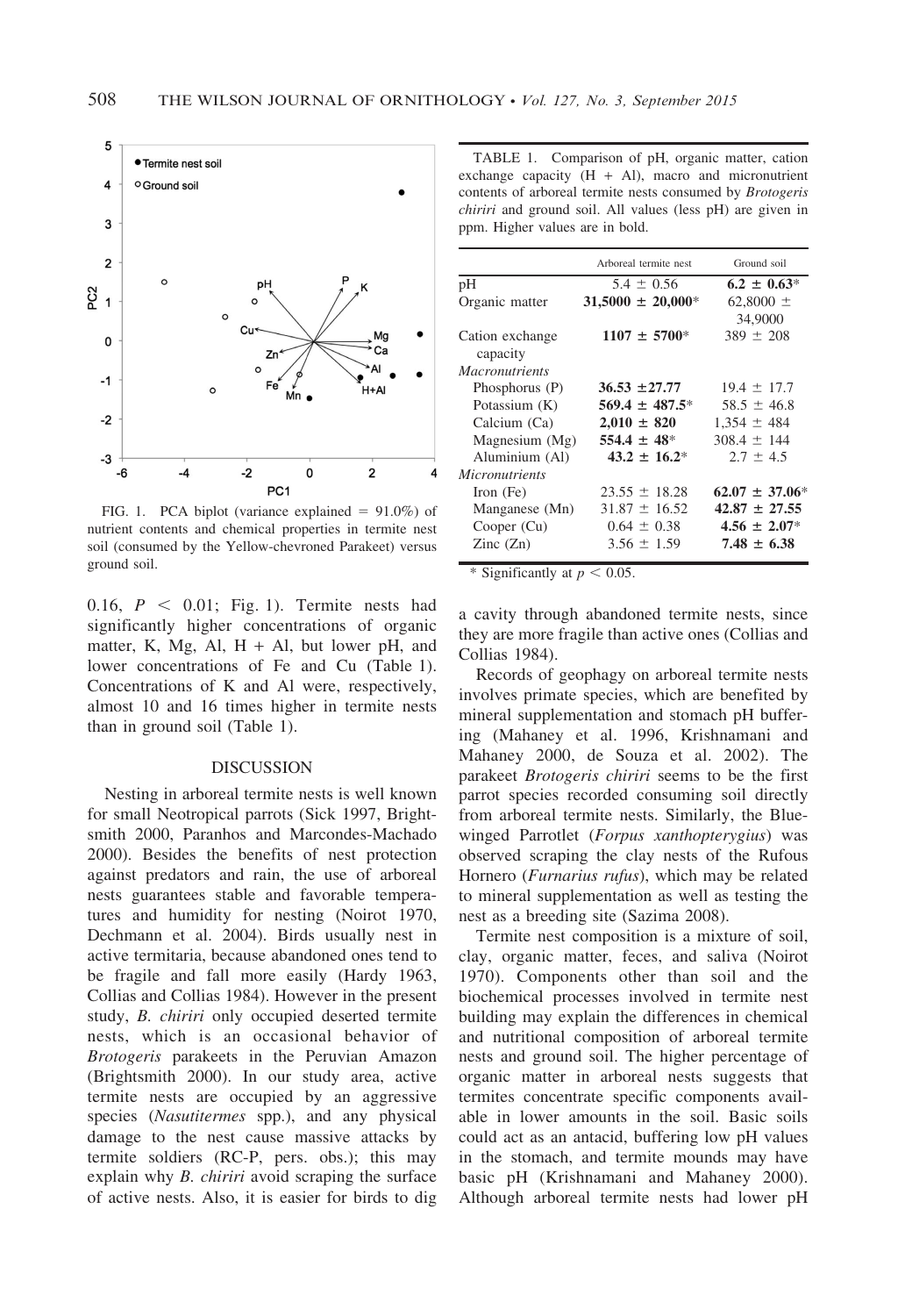FIG. 1. PCA biplot (variance explained = 91.0%) of nutrient contents and chemical properties in termite nest soil (consumed by the Yellow-chevroned Parakeet) versus ground soil.

0.16, $P < 0.01$; Fig. 1). Termite nests had significantly higher concentrations of organic matter, K, Mg, Al, H + Al, but lower pH, and lower concentrations of Fe and Cu (Table 1). Concentrations of K and Al were, respectively, almost 10 and 16 times higher in termite nests than in ground soil (Table 1).

## DISCUSSION

Nesting in arboreal termite nests is well known for small Neotropical parrots (Sick 1997, Brightsmith 2000, Paranhos and Marcondes-Machado 2000). Besides the benefits of nest protection against predators and rain, the use of arboreal nests guarantees stable and favorable temperatures and humidity for nesting (Noirot 1970, Dechmann et al. 2004). Birds usually nest in active termitaria, because abandoned ones tend to be fragile and fall more easily (Hardy 1963, Collias and Collias 1984). However in the present study, *B. chiriri* only occupied deserted termite nests, which is an occasional behavior of *Brotogeris* parakeets in the Peruvian Amazon (Brightsmith 2000). In our study area, active termite nests are occupied by an aggressive species (*Nasutitermes* spp.), and any physical damage to the nest cause massive attacks by termite soldiers (RC-P, pers. obs.); this may explain why *B. chiriri* avoid scraping the surface of active nests. Also, it is easier for birds to dig a cavity through abandoned termite nests, since they are more fragile than active ones (Collias and Collias 1984).

TABLE 1. Comparison of pH, organic matter, cation exchange capacity (H + Al), macro and micronutrient contents of arboreal termite nests consumed by *Brotogeris chiriri* and ground soil. All values (less pH) are given in ppm. Higher values are in bold.

| | Arboreal termite nest | Ground soil |
|---|---|---|
| pH | 5.4 ± 0.56 | **6.2 ± 0.63*** |
| Organic matter | **31,5000 ± 20,000*** | 62,8000 ± 34,9000 |
| Cation exchange capacity | **1107 ± 5700*** | 389 ± 208 |
| *Macronutrients* | | |
| Phosphorus (P) | **36.53 ±27.77** | 19.4 ± 17.7 |
| Potassium (K) | **569.4 ± 487.5*** | 58.5 ± 46.8 |
| Calcium (Ca) | **2,010 ± 820** | 1,354 ± 484 |
| Magnesium (Mg) | **554.4 ± 48*** | 308.4 ± 144 |
| Aluminium (Al) | **43.2 ± 16.2*** | 2.7 ± 4.5 |
| *Micronutrients* | | |
| Iron (Fe) | 23.55 ± 18.28 | **62.07 ± 37.06*** |
| Manganese (Mn) | 31.87 ± 16.52 | **42.87 ± 27.55** |
| Cooper (Cu) | 0.64 ± 0.38 | **4.56 ± 2.07*** |
| Zinc (Zn) | 3.56 ± 1.59 | **7.48 ± 6.38** |

* Significantly at $p < 0.05$.

Records of geophagy on arboreal termite nests involves primate species, which are benefited by mineral supplementation and stomach pH buffering (Mahaney et al. 1996, Krishnamani and Mahaney 2000, de Souza et al. 2002). The parakeet *Brotogeris chiriri* seems to be the first parrot species recorded consuming soil directly from arboreal termite nests. Similarly, the Blue-winged Parrotlet (*Forpus xanthopterygius*) was observed scraping the clay nests of the Rufous Hornero (*Furnarius rufus*), which may be related to mineral supplementation as well as testing the nest as a breeding site (Sazima 2008).

Termite nest composition is a mixture of soil, clay, organic matter, feces, and saliva (Noirot 1970). Components other than soil and the biochemical processes involved in termite nest building may explain the differences in chemical and nutritional composition of arboreal termite nests and ground soil. The higher percentage of organic matter in arboreal nests suggests that termites concentrate specific components available in lower amounts in the soil. Basic soils could act as an antacid, buffering low pH values in the stomach, and termite mounds may have basic pH (Krishnamani and Mahaney 2000). Although arboreal termite nests had lower pH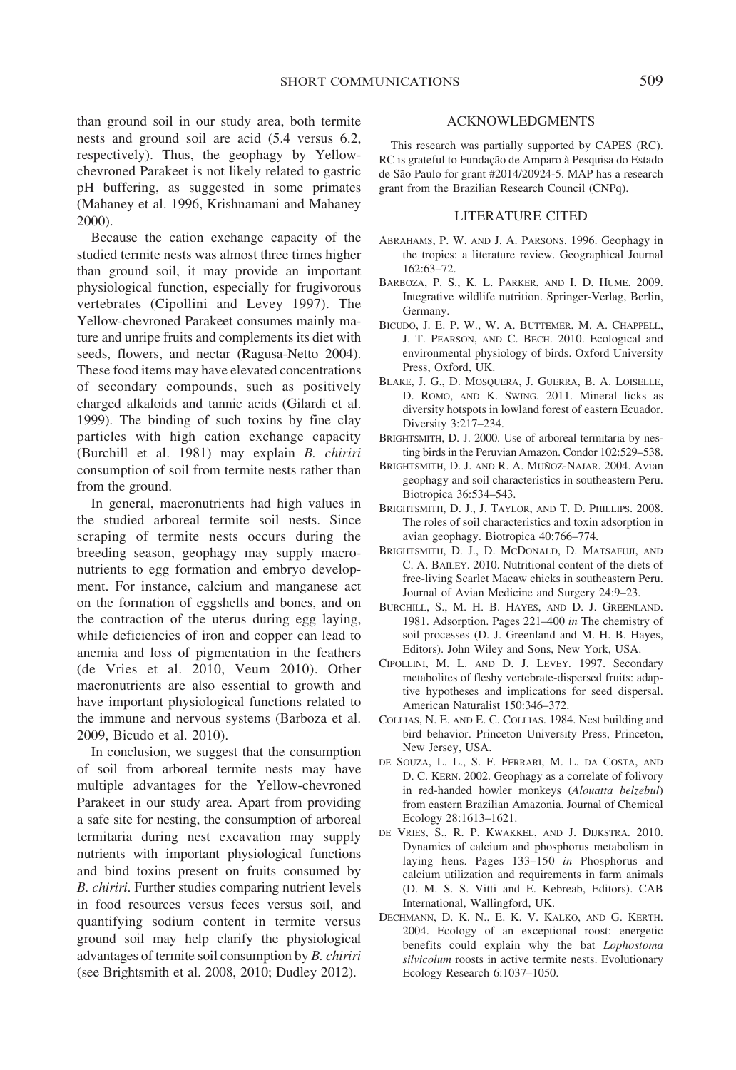than ground soil in our study area, both termite nests and ground soil are acid (5.4 versus 6.2, respectively). Thus, the geophagy by Yellow-chevroned Parakeet is not likely related to gastric pH buffering, as suggested in some primates (Mahaney et al. 1996, Krishnamani and Mahaney 2000).

Because the cation exchange capacity of the studied termite nests was almost three times higher than ground soil, it may provide an important physiological function, especially for frugivorous vertebrates (Cipollini and Levey 1997). The Yellow-chevroned Parakeet consumes mainly mature and unripe fruits and complements its diet with seeds, flowers, and nectar (Ragusa-Netto 2004). These food items may have elevated concentrations of secondary compounds, such as positively charged alkaloids and tannic acids (Gilardi et al. 1999). The binding of such toxins by fine clay particles with high cation exchange capacity (Burchill et al. 1981) may explain *B. chiriri* consumption of soil from termite nests rather than from the ground.

In general, macronutrients had high values in the studied arboreal termite soil nests. Since scraping of termite nests occurs during the breeding season, geophagy may supply macronutrients to egg formation and embryo development. For instance, calcium and manganese act on the formation of eggshells and bones, and on the contraction of the uterus during egg laying, while deficiencies of iron and copper can lead to anemia and loss of pigmentation in the feathers (de Vries et al. 2010, Veum 2010). Other macronutrients are also essential to growth and have important physiological functions related to the immune and nervous systems (Barboza et al. 2009, Bicudo et al. 2010).

In conclusion, we suggest that the consumption of soil from arboreal termite nests may have multiple advantages for the Yellow-chevroned Parakeet in our study area. Apart from providing a safe site for nesting, the consumption of arboreal termitaria during nest excavation may supply nutrients with important physiological functions and bind toxins present on fruits consumed by *B. chiriri*. Further studies comparing nutrient levels in food resources versus feces versus soil, and quantifying sodium content in termite versus ground soil may help clarify the physiological advantages of termite soil consumption by *B. chiriri* (see Brightsmith et al. 2008, 2010; Dudley 2012).

## ACKNOWLEDGMENTS

This research was partially supported by CAPES (RC). RC is grateful to Fundação de Amparo à Pesquisa do Estado de São Paulo for grant #2014/20924-5. MAP has a research grant from the Brazilian Research Council (CNPq).

## LITERATURE CITED

Abrahams, P. W. and J. A. Parsons. 1996. Geophagy in the tropics: a literature review. Geographical Journal 162:63–72.

Barboza, P. S., K. L. Parker, and I. D. Hume. 2009. Integrative wildlife nutrition. Springer-Verlag, Berlin, Germany.

Bicudo, J. E. P. W., W. A. Buttemer, M. A. Chappell, J. T. Pearson, and C. Bech. 2010. Ecological and environmental physiology of birds. Oxford University Press, Oxford, UK.

Blake, J. G., D. Mosquera, J. Guerra, B. A. Loiselle, D. Romo, and K. Swing. 2011. Mineral licks as diversity hotspots in lowland forest of eastern Ecuador. Diversity 3:217–234.

Brightsmith, D. J. 2000. Use of arboreal termitaria by nesting birds in the Peruvian Amazon. Condor 102:529–538.

Brightsmith, D. J. and R. A. Muñoz-Najar. 2004. Avian geophagy and soil characteristics in southeastern Peru. Biotropica 36:534–543.

Brightsmith, D. J., J. Taylor, and T. D. Phillips. 2008. The roles of soil characteristics and toxin adsorption in avian geophagy. Biotropica 40:766–774.

Brightsmith, D. J., D. McDonald, D. Matsafuji, and C. A. Bailey. 2010. Nutritional content of the diets of free-living Scarlet Macaw chicks in southeastern Peru. Journal of Avian Medicine and Surgery 24:9–23.

Burchill, S., M. H. B. Hayes, and D. J. Greenland. 1981. Adsorption. Pages 221–400 *in* The chemistry of soil processes (D. J. Greenland and M. H. B. Hayes, Editors). John Wiley and Sons, New York, USA.

Cipollini, M. L. and D. J. Levey. 1997. Secondary metabolites of fleshy vertebrate-dispersed fruits: adaptive hypotheses and implications for seed dispersal. American Naturalist 150:346–372.

Collias, N. E. and E. C. Collias. 1984. Nest building and bird behavior. Princeton University Press, Princeton, New Jersey, USA.

de Souza, L. L., S. F. Ferrari, M. L. da Costa, and D. C. Kern. 2002. Geophagy as a correlate of folivory in red-handed howler monkeys (*Alouatta belzebul*) from eastern Brazilian Amazonia. Journal of Chemical Ecology 28:1613–1621.

de Vries, S., R. P. Kwakkel, and J. Dijkstra. 2010. Dynamics of calcium and phosphorus metabolism in laying hens. Pages 133–150 *in* Phosphorus and calcium utilization and requirements in farm animals (D. M. S. S. Vitti and E. Kebreab, Editors). CAB International, Wallingford, UK.

Dechmann, D. K. N., E. K. V. Kalko, and G. Kerth. 2004. Ecology of an exceptional roost: energetic benefits could explain why the bat *Lophostoma silvicolum* roosts in active termite nests. Evolutionary Ecology Research 6:1037–1050.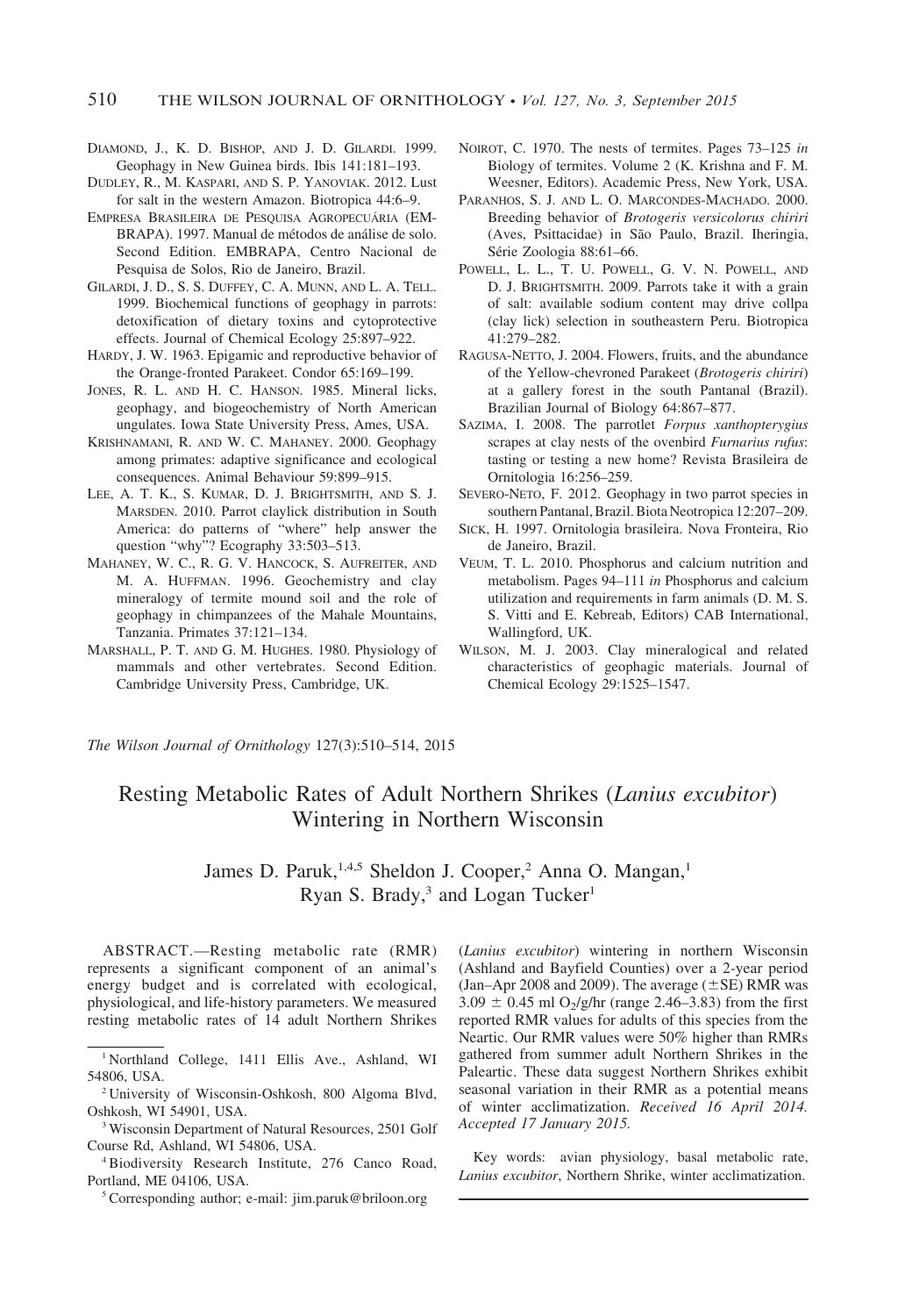DIAMOND, J., K. D. BISHOP, AND J. D. GILARDI. 1999. Geophagy in New Guinea birds. Ibis 141:181–193.

DUDLEY, R., M. KASPARI, AND S. P. YANOVIAK. 2012. Lust for salt in the western Amazon. Biotropica 44:6–9.

EMPRESA BRASILEIRA DE PESQUISA AGROPECUÁRIA (EMBRAPA). 1997. Manual de métodos de análise de solo. Second Edition. EMBRAPA, Centro Nacional de Pesquisa de Solos, Rio de Janeiro, Brazil.

GILARDI, J. D., S. S. DUFFEY, C. A. MUNN, AND L. A. TELL. 1999. Biochemical functions of geophagy in parrots: detoxification of dietary toxins and cytoprotective effects. Journal of Chemical Ecology 25:897–922.

HARDY, J. W. 1963. Epigamic and reproductive behavior of the Orange-fronted Parakeet. Condor 65:169–199.

JONES, R. L. AND H. C. HANSON. 1985. Mineral licks, geophagy, and biogeochemistry of North American ungulates. Iowa State University Press, Ames, USA.

KRISHNAMANI, R. AND W. C. MAHANEY. 2000. Geophagy among primates: adaptive significance and ecological consequences. Animal Behaviour 59:899–915.

LEE, A. T. K., S. KUMAR, D. J. BRIGHTSMITH, AND S. J. MARSDEN. 2010. Parrot claylick distribution in South America: do patterns of "where" help answer the question "why"? Ecography 33:503–513.

MAHANEY, W. C., R. G. V. HANCOCK, S. AUFREITER, AND M. A. HUFFMAN. 1996. Geochemistry and clay mineralogy of termite mound soil and the role of geophagy in chimpanzees of the Mahale Mountains, Tanzania. Primates 37:121–134.

MARSHALL, P. T. AND G. M. HUGHES. 1980. Physiology of mammals and other vertebrates. Second Edition. Cambridge University Press, Cambridge, UK.

NOIROT, C. 1970. The nests of termites. Pages 73–125 *in* Biology of termites. Volume 2 (K. Krishna and F. M. Weesner, Editors). Academic Press, New York, USA.

PARANHOS, S. J. AND L. O. MARCONDES-MACHADO. 2000. Breeding behavior of *Brotogeris versicolorus chiriri* (Aves, Psittacidae) in São Paulo, Brazil. Iheringia, Série Zoologia 88:61–66.

POWELL, L. L., T. U. POWELL, G. V. N. POWELL, AND D. J. BRIGHTSMITH. 2009. Parrots take it with a grain of salt: available sodium content may drive collpa (clay lick) selection in southeastern Peru. Biotropica 41:279–282.

RAGUSA-NETTO, J. 2004. Flowers, fruits, and the abundance of the Yellow-chevroned Parakeet (*Brotogeris chiriri*) at a gallery forest in the south Pantanal (Brazil). Brazilian Journal of Biology 64:867–877.

SAZIMA, I. 2008. The parrotlet *Forpus xanthopterygius* scrapes at clay nests of the ovenbird *Furnarius rufus*: tasting or testing a new home? Revista Brasileira de Ornitologia 16:256–259.

SEVERO-NETO, F. 2012. Geophagy in two parrot species in southern Pantanal, Brazil. Biota Neotropica 12:207–209.

SICK, H. 1997. Ornitologia brasileira. Nova Fronteira, Rio de Janeiro, Brazil.

VEUM, T. L. 2010. Phosphorus and calcium nutrition and metabolism. Pages 94–111 *in* Phosphorus and calcium utilization and requirements in farm animals (D. M. S. S. Vitti and E. Kebreab, Editors) CAB International, Wallingford, UK.

WILSON, M. J. 2003. Clay mineralogical and related characteristics of geophagic materials. Journal of Chemical Ecology 29:1525–1547.

*The Wilson Journal of Ornithology* 127(3):510–514, 2015

# Resting Metabolic Rates of Adult Northern Shrikes (*Lanius excubitor*) Wintering in Northern Wisconsin

James D. Paruk,[1,4,5] Sheldon J. Cooper,[2] Anna O. Mangan,[1] Ryan S. Brady,[3] and Logan Tucker[1]

ABSTRACT.—Resting metabolic rate (RMR) represents a significant component of an animal's energy budget and is correlated with ecological, physiological, and life-history parameters. We measured resting metabolic rates of 14 adult Northern Shrikes (*Lanius excubitor*) wintering in northern Wisconsin (Ashland and Bayfield Counties) over a 2-year period (Jan–Apr 2008 and 2009). The average ($\pm$SE) RMR was $3.09 \pm 0.45$ ml $O_2$/g/hr (range 2.46–3.83) from the first reported RMR values for adults of this species from the Neartic. Our RMR values were 50% higher than RMRs gathered from summer adult Northern Shrikes in the Paleartic. These data suggest Northern Shrikes exhibit seasonal variation in their RMR as a potential means of winter acclimatization. *Received 16 April 2014. Accepted 17 January 2015.*

Key words: avian physiology, basal metabolic rate, *Lanius excubitor*, Northern Shrike, winter acclimatization.

[1] Northland College, 1411 Ellis Ave., Ashland, WI 54806, USA.

[2] University of Wisconsin-Oshkosh, 800 Algoma Blvd, Oshkosh, WI 54901, USA.

[3] Wisconsin Department of Natural Resources, 2501 Golf Course Rd, Ashland, WI 54806, USA.

[4] Biodiversity Research Institute, 276 Canco Road, Portland, ME 04106, USA.

[5] Corresponding author; e-mail: jim.paruk@briloon.org